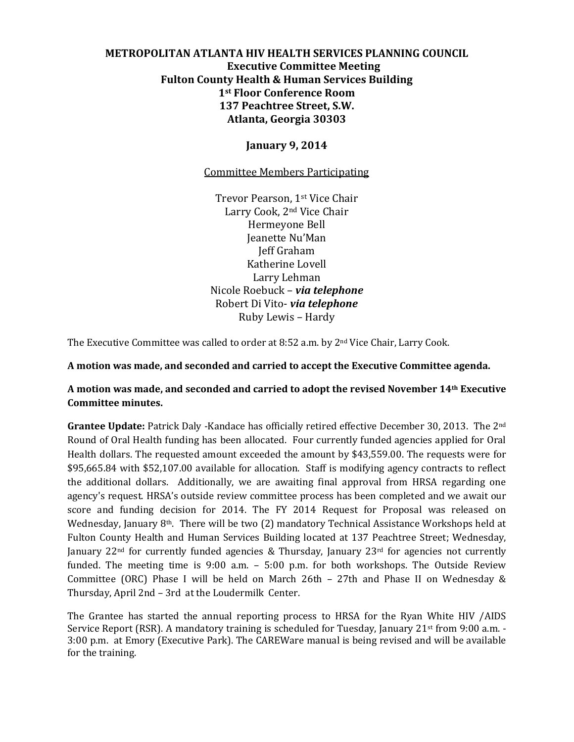**METROPOLITAN ATLANTA HIV HEALTH SERVICES PLANNING COUNCIL**
**Executive Committee Meeting**
**Fulton County Health & Human Services Building**
**1st Floor Conference Room**
**137 Peachtree Street, S.W.**
**Atlanta, Georgia 30303**

**January 9, 2014**

Committee Members Participating

Trevor Pearson, 1st Vice Chair
Larry Cook, 2nd Vice Chair
Hermeyone Bell
Jeanette Nu'Man
Jeff Graham
Katherine Lovell
Larry Lehman
Nicole Roebuck – ***via telephone***
Robert Di Vito- ***via telephone***
Ruby Lewis – Hardy

The Executive Committee was called to order at 8:52 a.m. by 2nd Vice Chair, Larry Cook.

**A motion was made, and seconded and carried to accept the Executive Committee agenda.**

**A motion was made, and seconded and carried to adopt the revised November 14th Executive Committee minutes.**

**Grantee Update:** Patrick Daly -Kandace has officially retired effective December 30, 2013. The 2nd Round of Oral Health funding has been allocated. Four currently funded agencies applied for Oral Health dollars. The requested amount exceeded the amount by $43,559.00. The requests were for $95,665.84 with $52,107.00 available for allocation. Staff is modifying agency contracts to reflect the additional dollars. Additionally, we are awaiting final approval from HRSA regarding one agency's request. HRSA's outside review committee process has been completed and we await our score and funding decision for 2014. The FY 2014 Request for Proposal was released on Wednesday, January 8th. There will be two (2) mandatory Technical Assistance Workshops held at Fulton County Health and Human Services Building located at 137 Peachtree Street; Wednesday, January 22nd for currently funded agencies & Thursday, January 23rd for agencies not currently funded. The meeting time is 9:00 a.m. – 5:00 p.m. for both workshops. The Outside Review Committee (ORC) Phase I will be held on March 26th – 27th and Phase II on Wednesday & Thursday, April 2nd – 3rd at the Loudermilk Center.

The Grantee has started the annual reporting process to HRSA for the Ryan White HIV /AIDS Service Report (RSR). A mandatory training is scheduled for Tuesday, January 21st from 9:00 a.m. - 3:00 p.m. at Emory (Executive Park). The CAREWare manual is being revised and will be available for the training.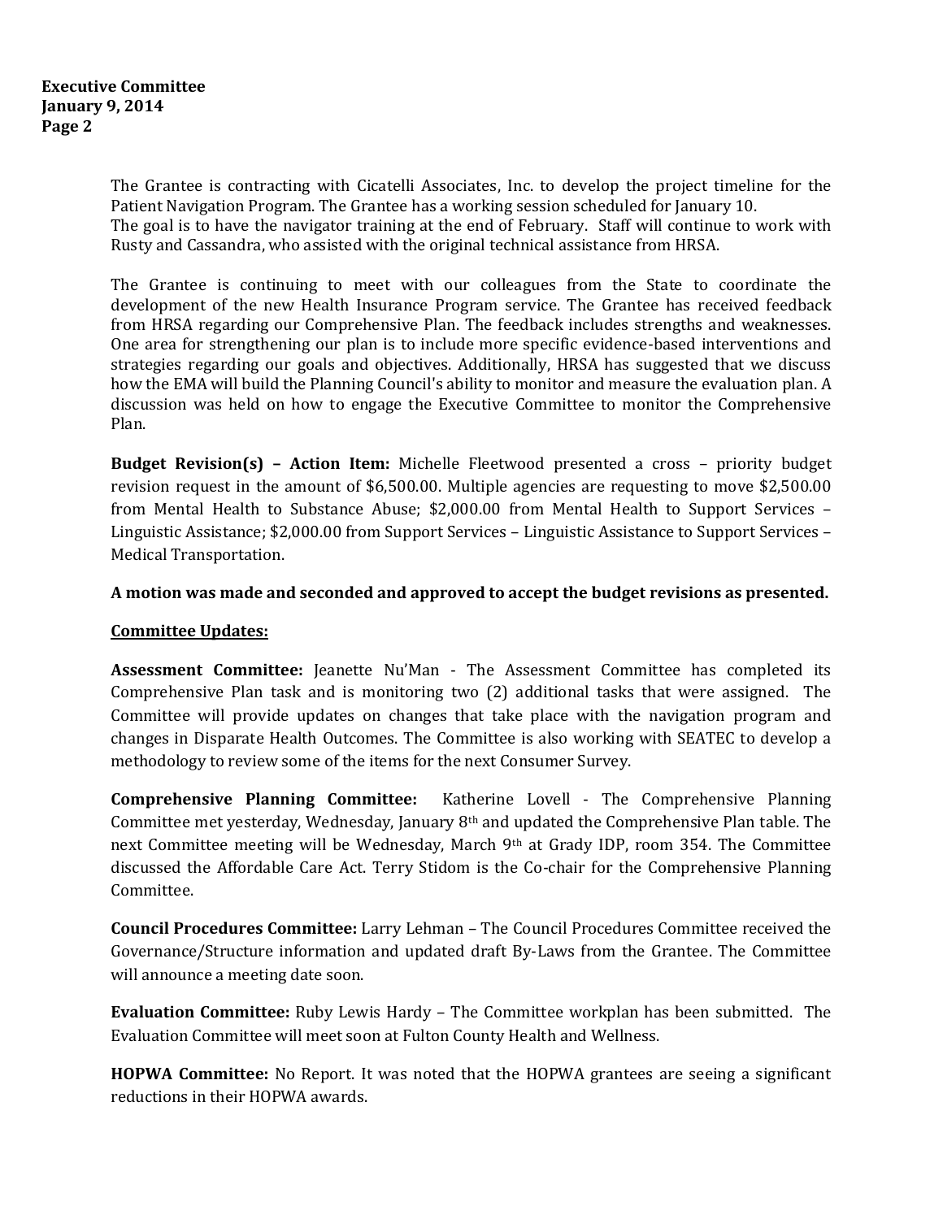The Grantee is contracting with Cicatelli Associates, Inc. to develop the project timeline for the Patient Navigation Program. The Grantee has a working session scheduled for January 10. The goal is to have the navigator training at the end of February. Staff will continue to work with Rusty and Cassandra, who assisted with the original technical assistance from HRSA.

The Grantee is continuing to meet with our colleagues from the State to coordinate the development of the new Health Insurance Program service. The Grantee has received feedback from HRSA regarding our Comprehensive Plan. The feedback includes strengths and weaknesses. One area for strengthening our plan is to include more specific evidence-based interventions and strategies regarding our goals and objectives. Additionally, HRSA has suggested that we discuss how the EMA will build the Planning Council's ability to monitor and measure the evaluation plan. A discussion was held on how to engage the Executive Committee to monitor the Comprehensive Plan.

**Budget Revision(s) – Action Item:** Michelle Fleetwood presented a cross – priority budget revision request in the amount of $6,500.00. Multiple agencies are requesting to move $2,500.00 from Mental Health to Substance Abuse; $2,000.00 from Mental Health to Support Services – Linguistic Assistance; $2,000.00 from Support Services – Linguistic Assistance to Support Services – Medical Transportation.

**A motion was made and seconded and approved to accept the budget revisions as presented.**

**Committee Updates:**

**Assessment Committee:** Jeanette Nu'Man - The Assessment Committee has completed its Comprehensive Plan task and is monitoring two (2) additional tasks that were assigned. The Committee will provide updates on changes that take place with the navigation program and changes in Disparate Health Outcomes. The Committee is also working with SEATEC to develop a methodology to review some of the items for the next Consumer Survey.

**Comprehensive Planning Committee:** Katherine Lovell - The Comprehensive Planning Committee met yesterday, Wednesday, January 8th and updated the Comprehensive Plan table. The next Committee meeting will be Wednesday, March 9th at Grady IDP, room 354. The Committee discussed the Affordable Care Act. Terry Stidom is the Co-chair for the Comprehensive Planning Committee.

**Council Procedures Committee:** Larry Lehman – The Council Procedures Committee received the Governance/Structure information and updated draft By-Laws from the Grantee. The Committee will announce a meeting date soon.

**Evaluation Committee:** Ruby Lewis Hardy – The Committee workplan has been submitted. The Evaluation Committee will meet soon at Fulton County Health and Wellness.

**HOPWA Committee:** No Report. It was noted that the HOPWA grantees are seeing a significant reductions in their HOPWA awards.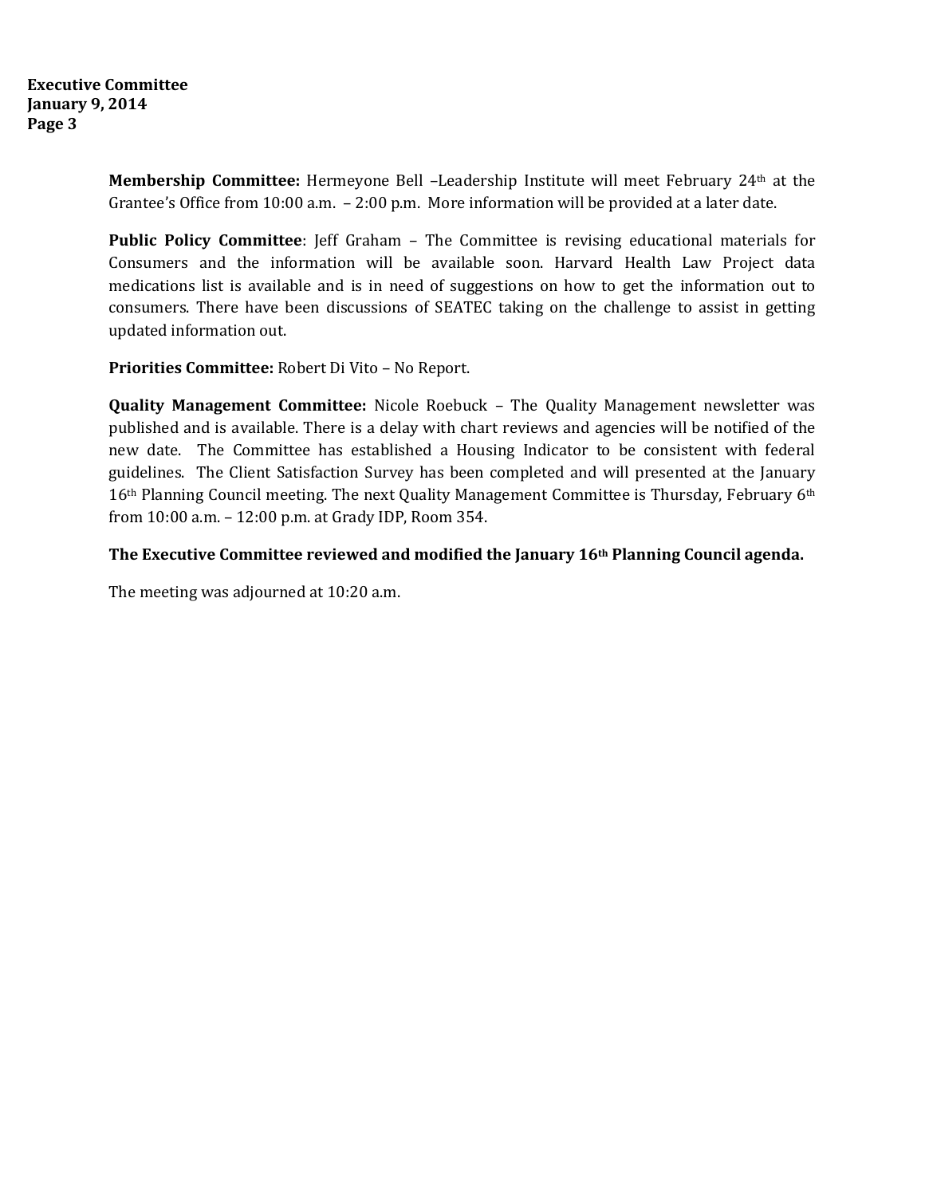**Membership Committee:** Hermeyone Bell –Leadership Institute will meet February 24th at the Grantee's Office from 10:00 a.m. – 2:00 p.m. More information will be provided at a later date.

**Public Policy Committee**: Jeff Graham – The Committee is revising educational materials for Consumers and the information will be available soon. Harvard Health Law Project data medications list is available and is in need of suggestions on how to get the information out to consumers. There have been discussions of SEATEC taking on the challenge to assist in getting updated information out.

**Priorities Committee:** Robert Di Vito – No Report.

**Quality Management Committee:** Nicole Roebuck – The Quality Management newsletter was published and is available. There is a delay with chart reviews and agencies will be notified of the new date. The Committee has established a Housing Indicator to be consistent with federal guidelines. The Client Satisfaction Survey has been completed and will presented at the January 16th Planning Council meeting. The next Quality Management Committee is Thursday, February 6th from 10:00 a.m. – 12:00 p.m. at Grady IDP, Room 354.

**The Executive Committee reviewed and modified the January 16th Planning Council agenda.**

The meeting was adjourned at 10:20 a.m.